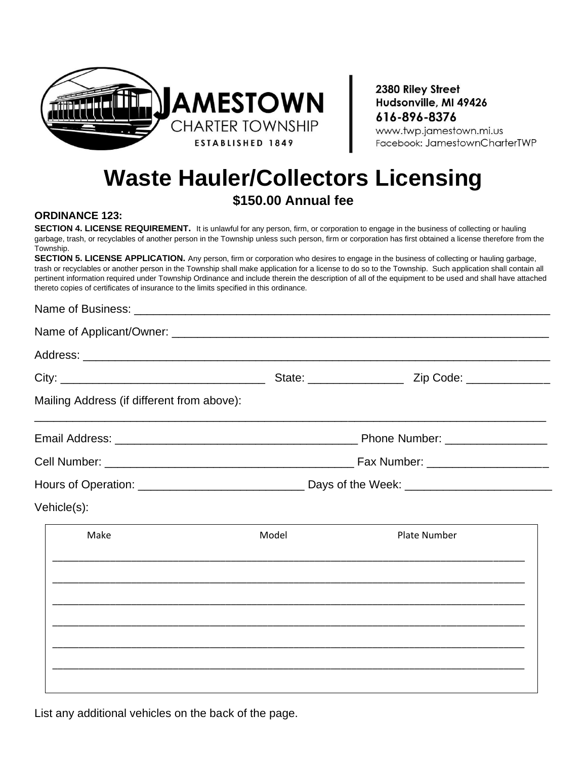JAMESTOWN CHARTER TOWNSHIP
ESTABLISHED 1849

2380 Riley Street
Hudsonville, MI 49426
616-896-8376
www.twp.jamestown.mi.us
Facebook: JamestownCharterTWP

# Waste Hauler/Collectors Licensing

## $150.00 Annual fee

**ORDINANCE 123:**

**SECTION 4. LICENSE REQUIREMENT.** It is unlawful for any person, firm, or corporation to engage in the business of collecting or hauling garbage, trash, or recyclables of another person in the Township unless such person, firm or corporation has first obtained a license therefore from the Township.

**SECTION 5. LICENSE APPLICATION.** Any person, firm or corporation who desires to engage in the business of collecting or hauling garbage, trash or recyclables or another person in the Township shall make application for a license to do so to the Township. Such application shall contain all pertinent information required under Township Ordinance and include therein the description of all of the equipment to be used and shall have attached thereto copies of certificates of insurance to the limits specified in this ordinance.

Name of Business: ____________________________________________________________

Name of Applicant/Owner: ______________________________________________________

Address: __________________________________________________________________

City: ______________________________ State: _______________ Zip Code: _____________

Mailing Address (if different from above):

__________________________________________________________________________

Email Address: __________________________________ Phone Number: ________________

Cell Number: ___________________________________ Fax Number: __________________

Hours of Operation: _________________________ Days of the Week: _______________________

Vehicle(s):

| Make | Model | Plate Number |
|---|---|---|
| | | |
| | | |
| | | |
| | | |
| | | |
| | | |

List any additional vehicles on the back of the page.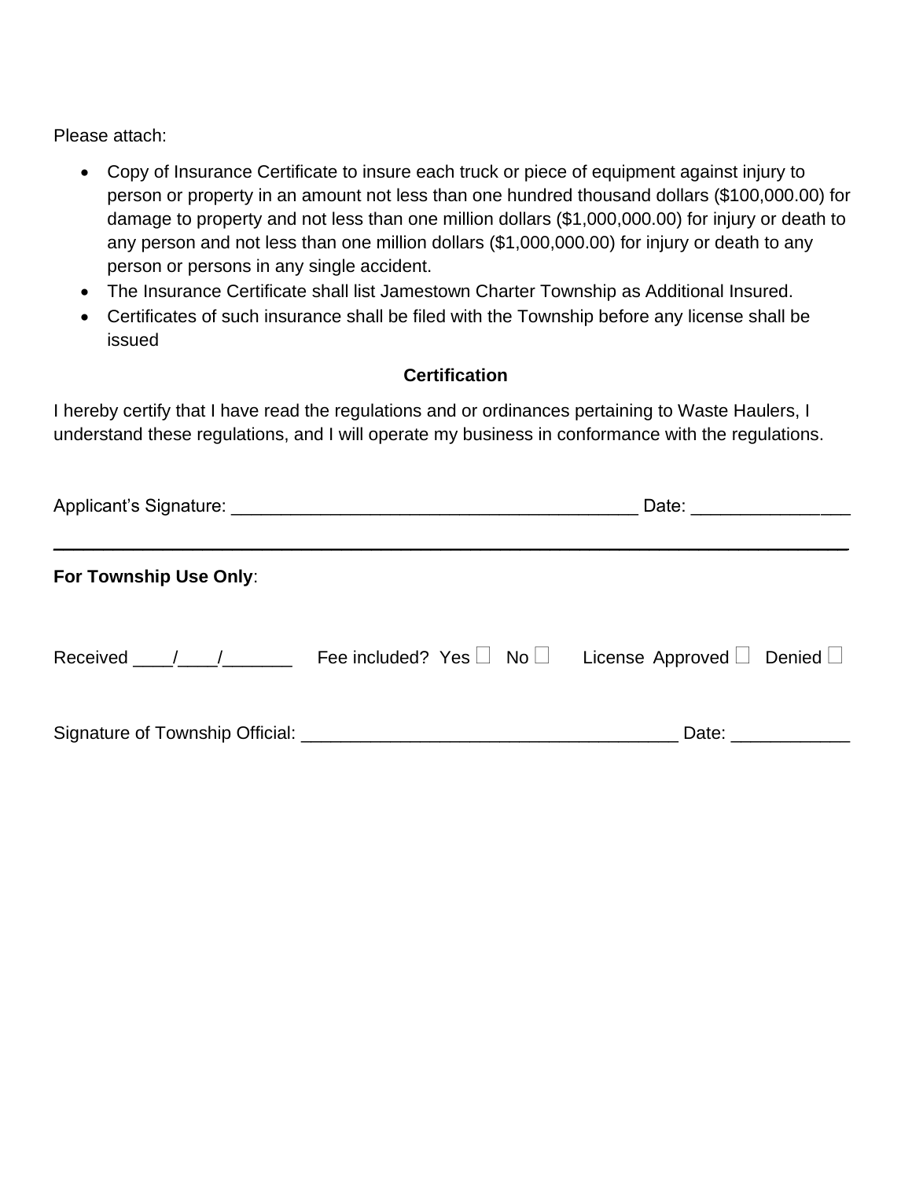Please attach:

- Copy of Insurance Certificate to insure each truck or piece of equipment against injury to person or property in an amount not less than one hundred thousand dollars ($100,000.00) for damage to property and not less than one million dollars ($1,000,000.00) for injury or death to any person and not less than one million dollars ($1,000,000.00) for injury or death to any person or persons in any single accident.
- The Insurance Certificate shall list Jamestown Charter Township as Additional Insured.
- Certificates of such insurance shall be filed with the Township before any license shall be issued

**Certification**

I hereby certify that I have read the regulations and or ordinances pertaining to Waste Haulers, I understand these regulations, and I will operate my business in conformance with the regulations.

Applicant's Signature: ________________________________________ Date: _______________

---

**For Township Use Only**:

Received ____/____/_______ Fee included? Yes ☐ No ☐ License Approved ☐ Denied ☐

Signature of Township Official: ______________________________________ Date: ___________